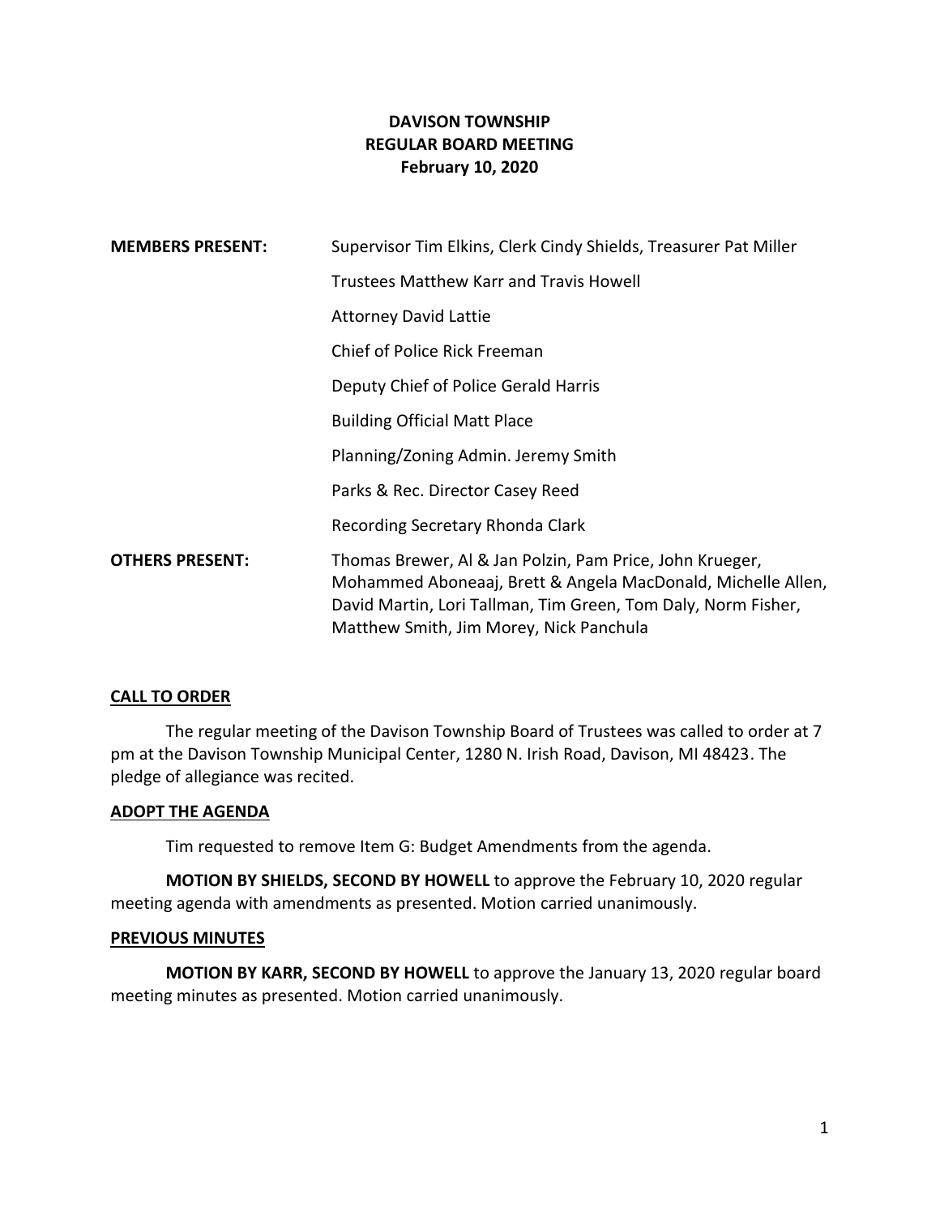**DAVISON TOWNSHIP**
**REGULAR BOARD MEETING**
**February 10, 2020**

| | |
|---|---|
| **MEMBERS PRESENT:** | Supervisor Tim Elkins, Clerk Cindy Shields, Treasurer Pat Miller |
| | Trustees Matthew Karr and Travis Howell |
| | Attorney David Lattie |
| | Chief of Police Rick Freeman |
| | Deputy Chief of Police Gerald Harris |
| | Building Official Matt Place |
| | Planning/Zoning Admin. Jeremy Smith |
| | Parks & Rec. Director Casey Reed |
| | Recording Secretary Rhonda Clark |
| **OTHERS PRESENT:** | Thomas Brewer, Al & Jan Polzin, Pam Price, John Krueger, Mohammed Aboneaaj, Brett & Angela MacDonald, Michelle Allen, David Martin, Lori Tallman, Tim Green, Tom Daly, Norm Fisher, Matthew Smith, Jim Morey, Nick Panchula |

## CALL TO ORDER

The regular meeting of the Davison Township Board of Trustees was called to order at 7 pm at the Davison Township Municipal Center, 1280 N. Irish Road, Davison, MI 48423. The pledge of allegiance was recited.

## ADOPT THE AGENDA

Tim requested to remove Item G: Budget Amendments from the agenda.

**MOTION BY SHIELDS, SECOND BY HOWELL** to approve the February 10, 2020 regular meeting agenda with amendments as presented. Motion carried unanimously.

## PREVIOUS MINUTES

**MOTION BY KARR, SECOND BY HOWELL** to approve the January 13, 2020 regular board meeting minutes as presented. Motion carried unanimously.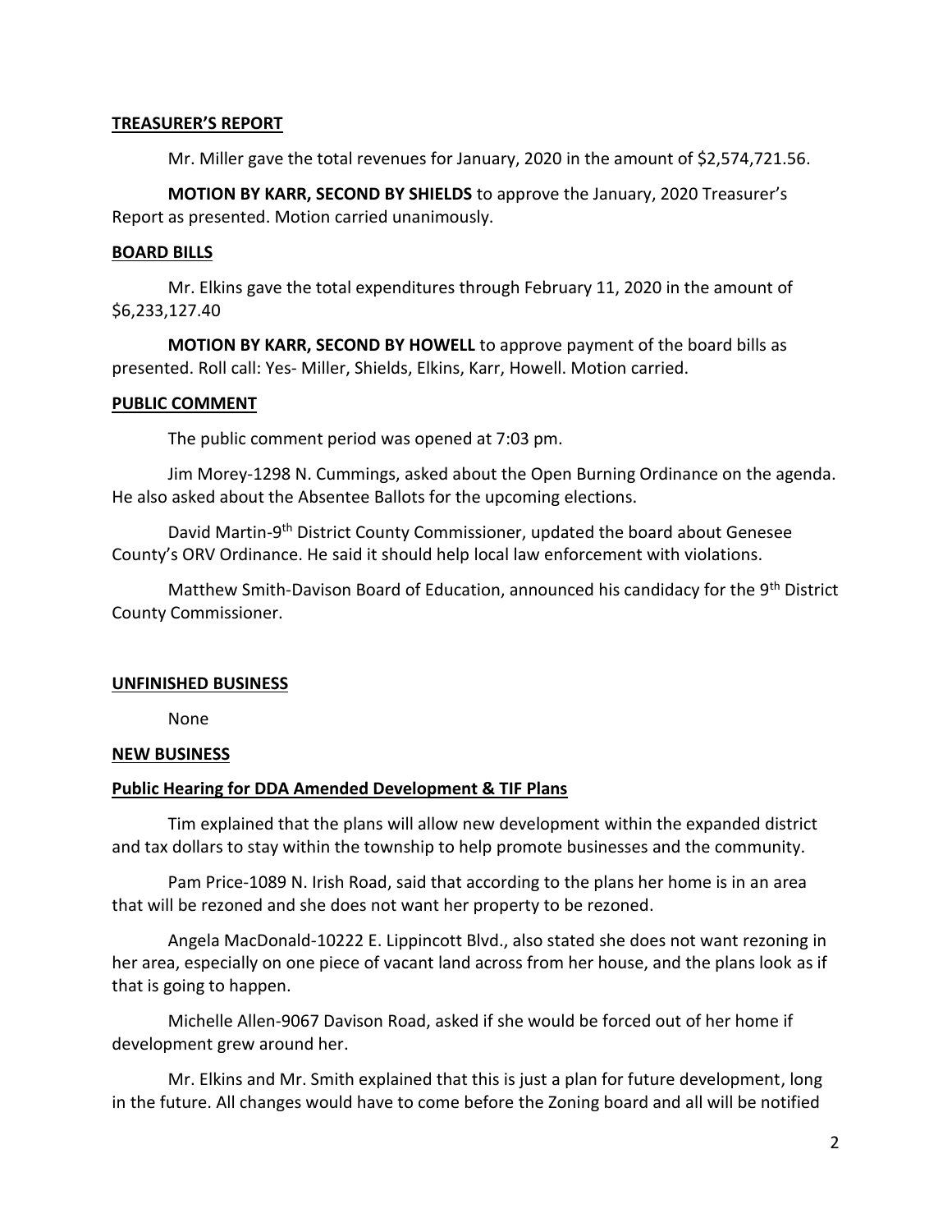**TREASURER'S REPORT**

Mr. Miller gave the total revenues for January, 2020 in the amount of $2,574,721.56.

**MOTION BY KARR, SECOND BY SHIELDS** to approve the January, 2020 Treasurer's Report as presented. Motion carried unanimously.

**BOARD BILLS**

Mr. Elkins gave the total expenditures through February 11, 2020 in the amount of $6,233,127.40

**MOTION BY KARR, SECOND BY HOWELL** to approve payment of the board bills as presented. Roll call: Yes- Miller, Shields, Elkins, Karr, Howell. Motion carried.

**PUBLIC COMMENT**

The public comment period was opened at 7:03 pm.

Jim Morey-1298 N. Cummings, asked about the Open Burning Ordinance on the agenda. He also asked about the Absentee Ballots for the upcoming elections.

David Martin-9th District County Commissioner, updated the board about Genesee County's ORV Ordinance. He said it should help local law enforcement with violations.

Matthew Smith-Davison Board of Education, announced his candidacy for the 9th District County Commissioner.

**UNFINISHED BUSINESS**

None

**NEW BUSINESS**

**Public Hearing for DDA Amended Development & TIF Plans**

Tim explained that the plans will allow new development within the expanded district and tax dollars to stay within the township to help promote businesses and the community.

Pam Price-1089 N. Irish Road, said that according to the plans her home is in an area that will be rezoned and she does not want her property to be rezoned.

Angela MacDonald-10222 E. Lippincott Blvd., also stated she does not want rezoning in her area, especially on one piece of vacant land across from her house, and the plans look as if that is going to happen.

Michelle Allen-9067 Davison Road, asked if she would be forced out of her home if development grew around her.

Mr. Elkins and Mr. Smith explained that this is just a plan for future development, long in the future. All changes would have to come before the Zoning board and all will be notified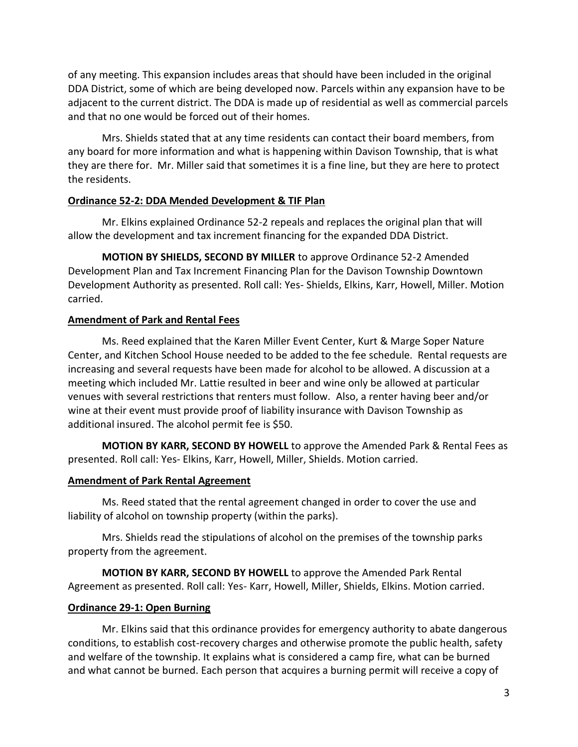of any meeting. This expansion includes areas that should have been included in the original DDA District, some of which are being developed now. Parcels within any expansion have to be adjacent to the current district. The DDA is made up of residential as well as commercial parcels and that no one would be forced out of their homes.

Mrs. Shields stated that at any time residents can contact their board members, from any board for more information and what is happening within Davison Township, that is what they are there for. Mr. Miller said that sometimes it is a fine line, but they are here to protect the residents.

**Ordinance 52-2: DDA Mended Development & TIF Plan**

Mr. Elkins explained Ordinance 52-2 repeals and replaces the original plan that will allow the development and tax increment financing for the expanded DDA District.

**MOTION BY SHIELDS, SECOND BY MILLER** to approve Ordinance 52-2 Amended Development Plan and Tax Increment Financing Plan for the Davison Township Downtown Development Authority as presented. Roll call: Yes- Shields, Elkins, Karr, Howell, Miller. Motion carried.

**Amendment of Park and Rental Fees**

Ms. Reed explained that the Karen Miller Event Center, Kurt & Marge Soper Nature Center, and Kitchen School House needed to be added to the fee schedule. Rental requests are increasing and several requests have been made for alcohol to be allowed. A discussion at a meeting which included Mr. Lattie resulted in beer and wine only be allowed at particular venues with several restrictions that renters must follow. Also, a renter having beer and/or wine at their event must provide proof of liability insurance with Davison Township as additional insured. The alcohol permit fee is $50.

**MOTION BY KARR, SECOND BY HOWELL** to approve the Amended Park & Rental Fees as presented. Roll call: Yes- Elkins, Karr, Howell, Miller, Shields. Motion carried.

**Amendment of Park Rental Agreement**

Ms. Reed stated that the rental agreement changed in order to cover the use and liability of alcohol on township property (within the parks).

Mrs. Shields read the stipulations of alcohol on the premises of the township parks property from the agreement.

**MOTION BY KARR, SECOND BY HOWELL** to approve the Amended Park Rental Agreement as presented. Roll call: Yes- Karr, Howell, Miller, Shields, Elkins. Motion carried.

**Ordinance 29-1: Open Burning**

Mr. Elkins said that this ordinance provides for emergency authority to abate dangerous conditions, to establish cost-recovery charges and otherwise promote the public health, safety and welfare of the township. It explains what is considered a camp fire, what can be burned and what cannot be burned. Each person that acquires a burning permit will receive a copy of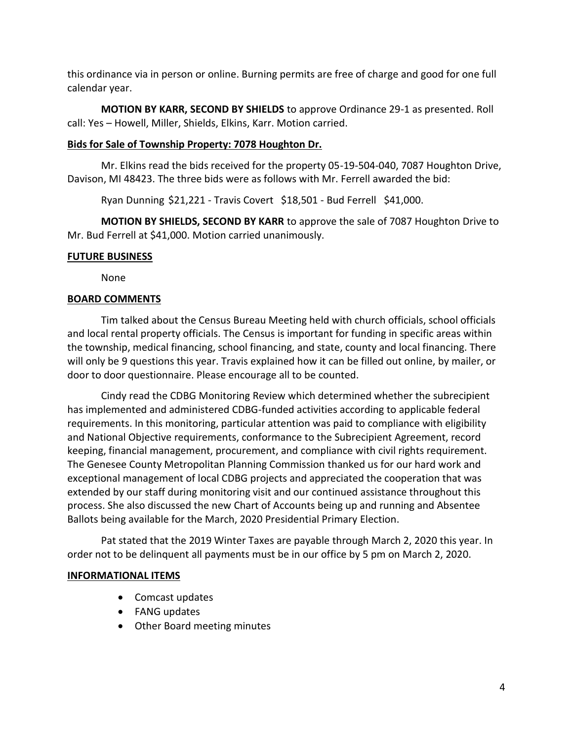this ordinance via in person or online. Burning permits are free of charge and good for one full calendar year.

**MOTION BY KARR, SECOND BY SHIELDS** to approve Ordinance 29-1 as presented. Roll call: Yes – Howell, Miller, Shields, Elkins, Karr. Motion carried.

**Bids for Sale of Township Property: 7078 Houghton Dr.**

Mr. Elkins read the bids received for the property 05-19-504-040, 7087 Houghton Drive, Davison, MI 48423. The three bids were as follows with Mr. Ferrell awarded the bid:

Ryan Dunning $21,221 - Travis Covert $18,501 - Bud Ferrell $41,000.

**MOTION BY SHIELDS, SECOND BY KARR** to approve the sale of 7087 Houghton Drive to Mr. Bud Ferrell at $41,000. Motion carried unanimously.

**FUTURE BUSINESS**

None

**BOARD COMMENTS**

Tim talked about the Census Bureau Meeting held with church officials, school officials and local rental property officials. The Census is important for funding in specific areas within the township, medical financing, school financing, and state, county and local financing. There will only be 9 questions this year. Travis explained how it can be filled out online, by mailer, or door to door questionnaire. Please encourage all to be counted.

Cindy read the CDBG Monitoring Review which determined whether the subrecipient has implemented and administered CDBG-funded activities according to applicable federal requirements. In this monitoring, particular attention was paid to compliance with eligibility and National Objective requirements, conformance to the Subrecipient Agreement, record keeping, financial management, procurement, and compliance with civil rights requirement. The Genesee County Metropolitan Planning Commission thanked us for our hard work and exceptional management of local CDBG projects and appreciated the cooperation that was extended by our staff during monitoring visit and our continued assistance throughout this process. She also discussed the new Chart of Accounts being up and running and Absentee Ballots being available for the March, 2020 Presidential Primary Election.

Pat stated that the 2019 Winter Taxes are payable through March 2, 2020 this year. In order not to be delinquent all payments must be in our office by 5 pm on March 2, 2020.

**INFORMATIONAL ITEMS**

- Comcast updates
- FANG updates
- Other Board meeting minutes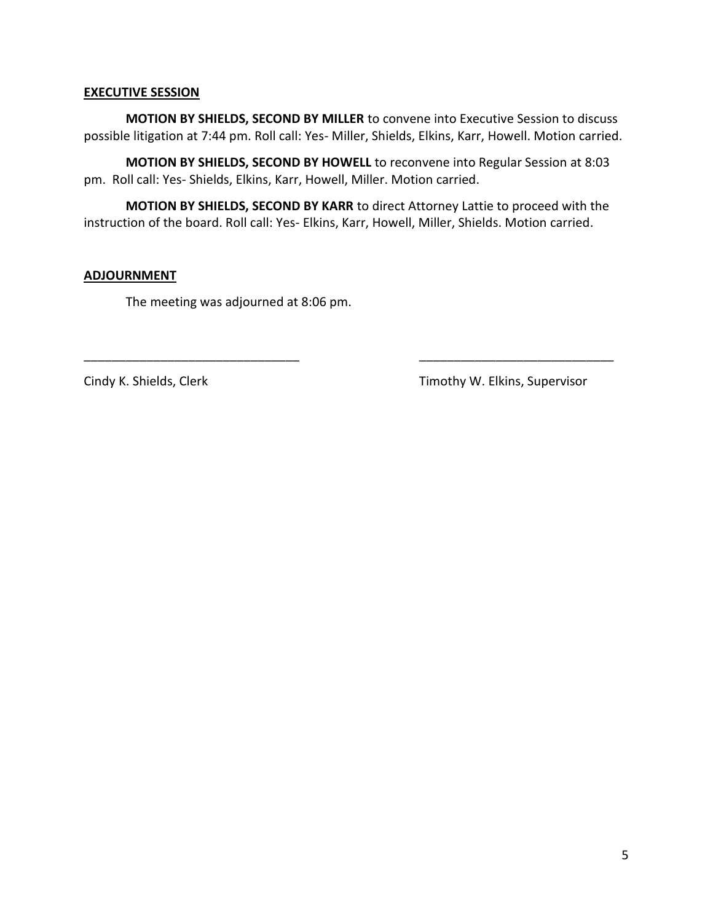**EXECUTIVE SESSION**

**MOTION BY SHIELDS, SECOND BY MILLER** to convene into Executive Session to discuss possible litigation at 7:44 pm. Roll call: Yes- Miller, Shields, Elkins, Karr, Howell. Motion carried.

**MOTION BY SHIELDS, SECOND BY HOWELL** to reconvene into Regular Session at 8:03 pm. Roll call: Yes- Shields, Elkins, Karr, Howell, Miller. Motion carried.

**MOTION BY SHIELDS, SECOND BY KARR** to direct Attorney Lattie to proceed with the instruction of the board. Roll call: Yes- Elkins, Karr, Howell, Miller, Shields. Motion carried.

**ADJOURNMENT**

The meeting was adjourned at 8:06 pm.

________________________________ ____________________________

Cindy K. Shields, Clerk Timothy W. Elkins, Supervisor